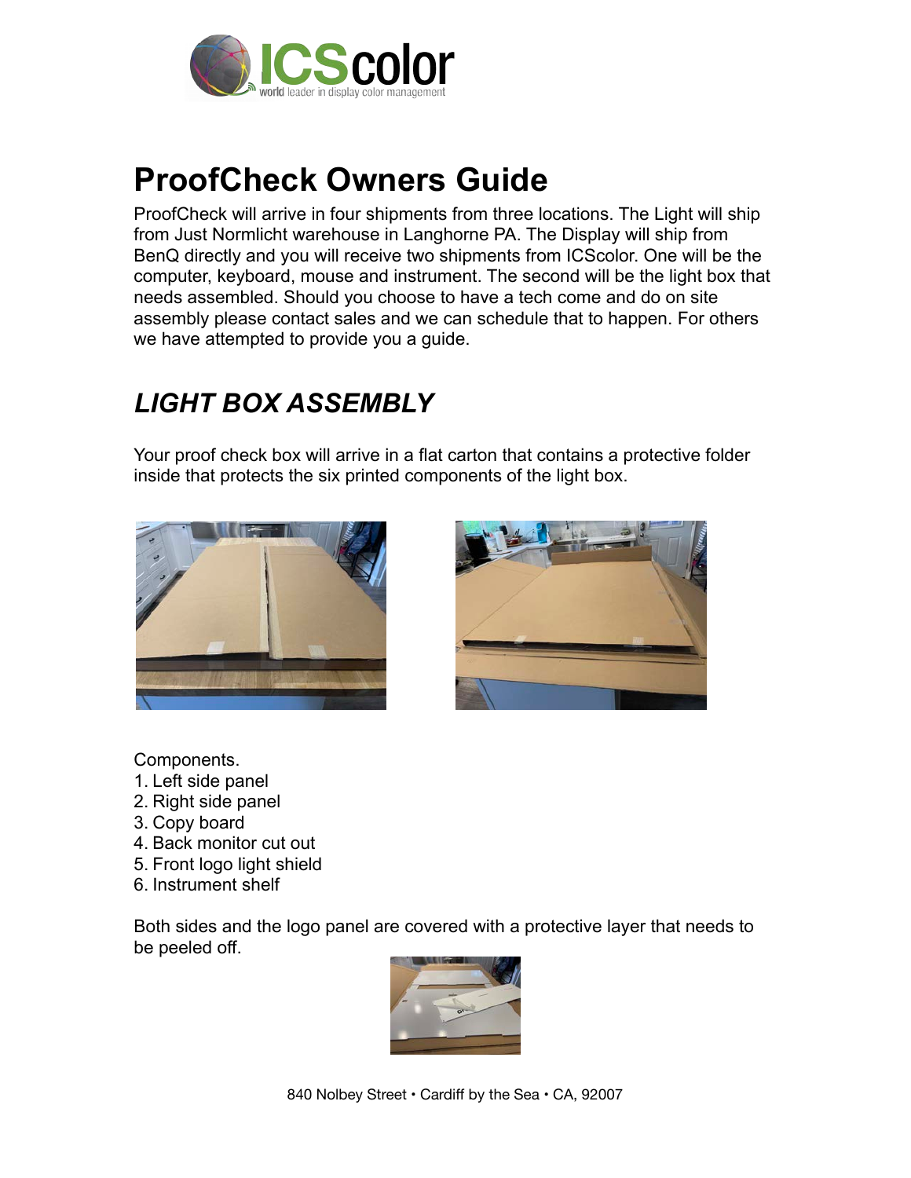# ProofCheck Owners Guide

ProofCheck will arrive in four shipments from three locations. The Light will ship from Just Normlicht warehouse in Langhorne PA. The Display will ship from BenQ directly and you will receive two shipments from ICScolor. One will be the computer, keyboard, mouse and instrument. The second will be the light box that needs assembled. Should you choose to have a tech come and do on site assembly please contact sales and we can schedule that to happen. For others we have attempted to provide you a guide.

## *LIGHT BOX ASSEMBLY*

Your proof check box will arrive in a flat carton that contains a protective folder inside that protects the six printed components of the light box.

Components.

1. Left side panel
2. Right side panel
3. Copy board
4. Back monitor cut out
5. Front logo light shield
6. Instrument shelf

Both sides and the logo panel are covered with a protective layer that needs to be peeled off.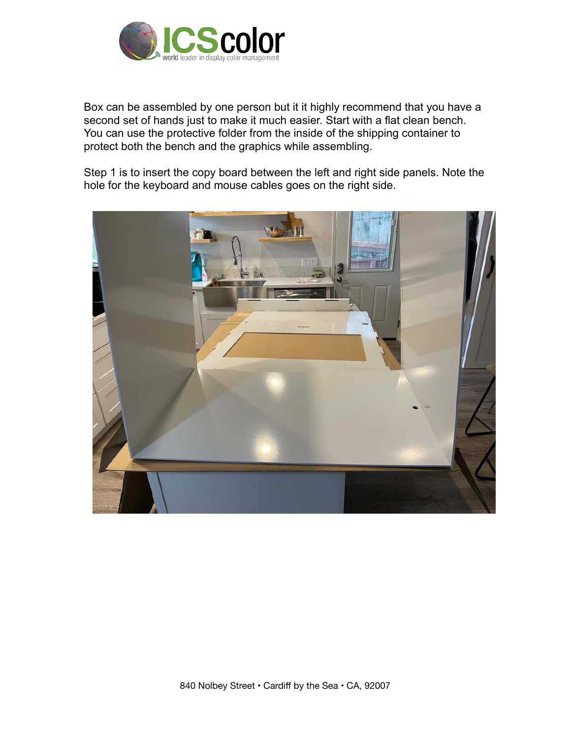Box can be assembled by one person but it it highly recommend that you have a second set of hands just to make it much easier. Start with a flat clean bench. You can use the protective folder from the inside of the shipping container to protect both the bench and the graphics while assembling.

Step 1 is to insert the copy board between the left and right side panels. Note the hole for the keyboard and mouse cables goes on the right side.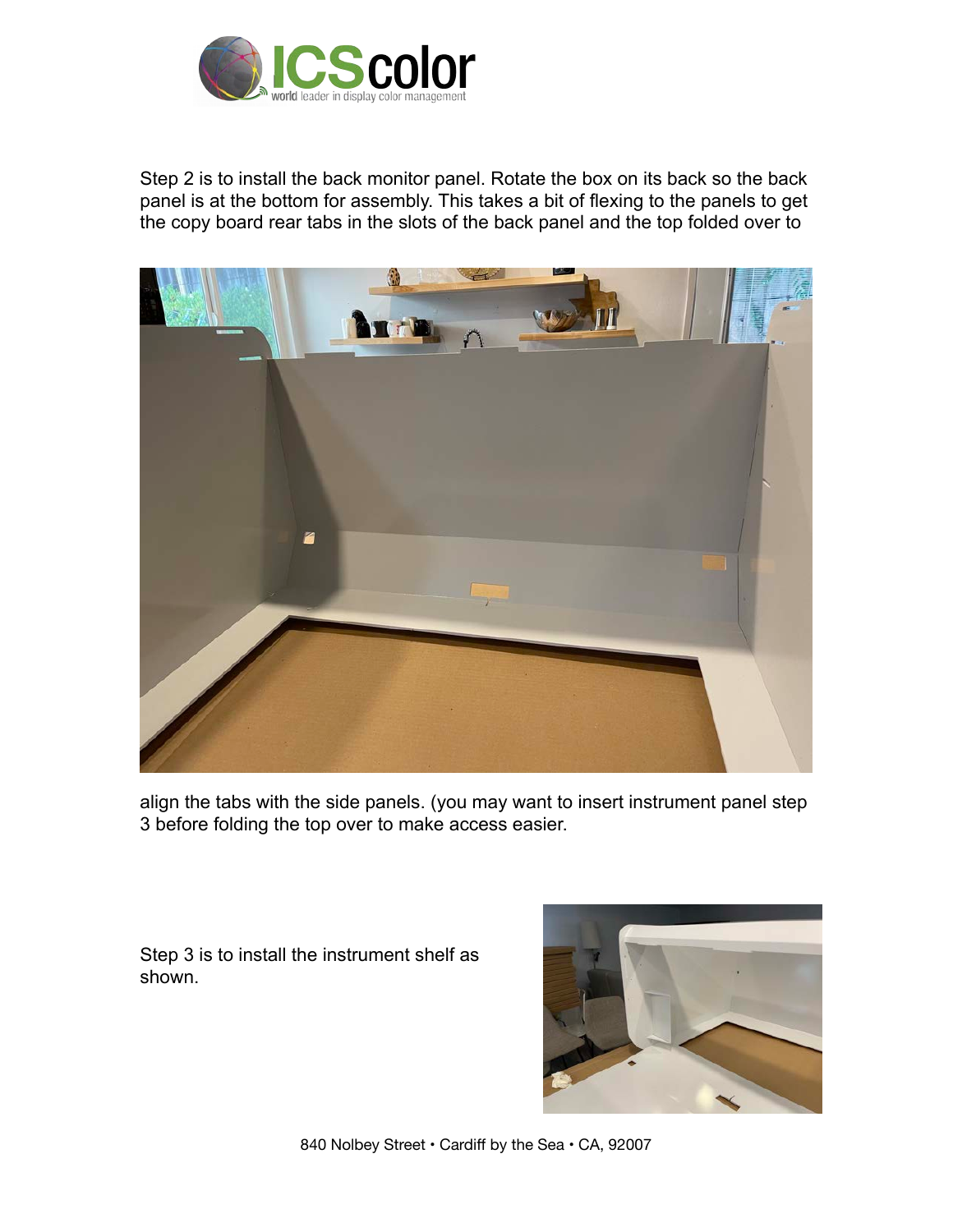Step 2 is to install the back monitor panel. Rotate the box on its back so the back panel is at the bottom for assembly. This takes a bit of flexing to the panels to get the copy board rear tabs in the slots of the back panel and the top folded over to align the tabs with the side panels. (you may want to insert instrument panel step 3 before folding the top over to make access easier.

Step 3 is to install the instrument shelf as shown.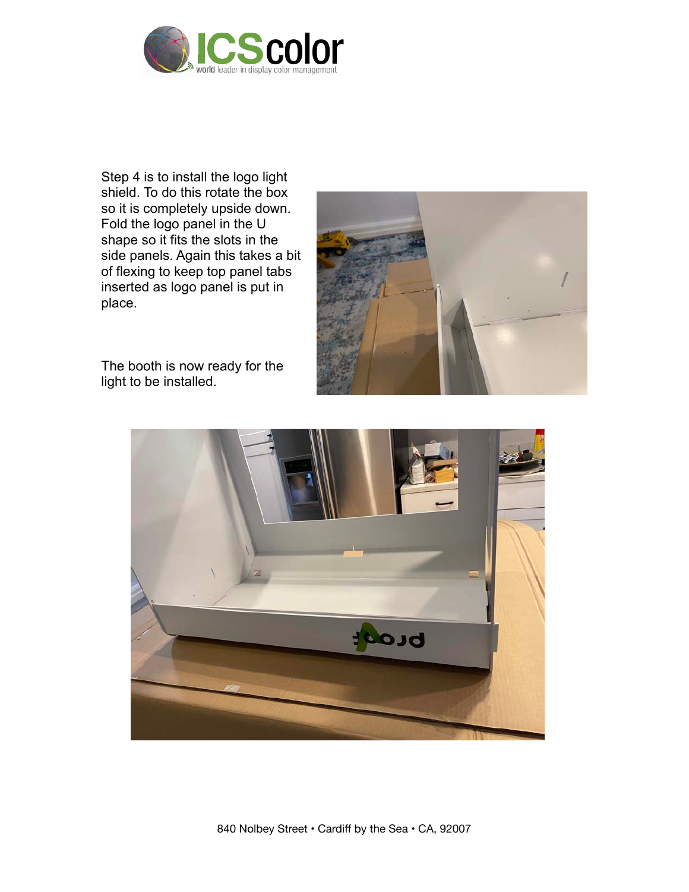Step 4 is to install the logo light shield. To do this rotate the box so it is completely upside down. Fold the logo panel in the U shape so it fits the slots in the side panels. Again this takes a bit of flexing to keep top panel tabs inserted as logo panel is put in place.

The booth is now ready for the light to be installed.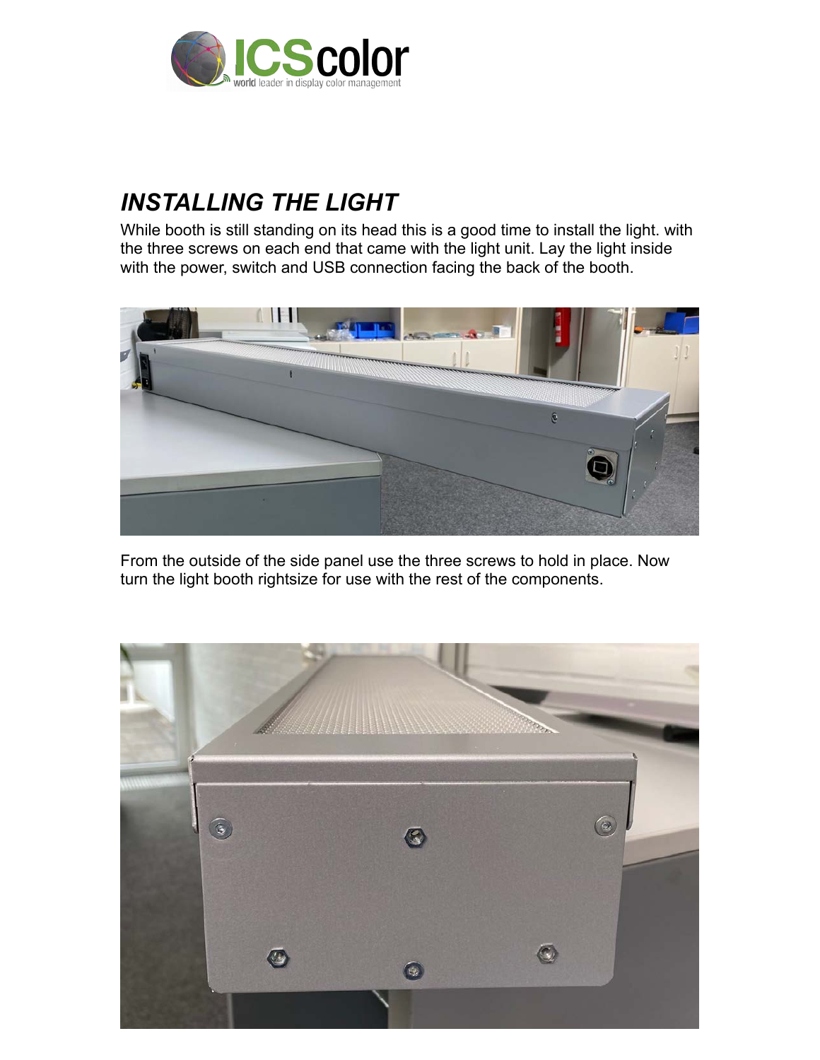## *INSTALLING THE LIGHT*

While booth is still standing on its head this is a good time to install the light. with the three screws on each end that came with the light unit. Lay the light inside with the power, switch and USB connection facing the back of the booth.

From the outside of the side panel use the three screws to hold in place. Now turn the light booth rightsize for use with the rest of the components.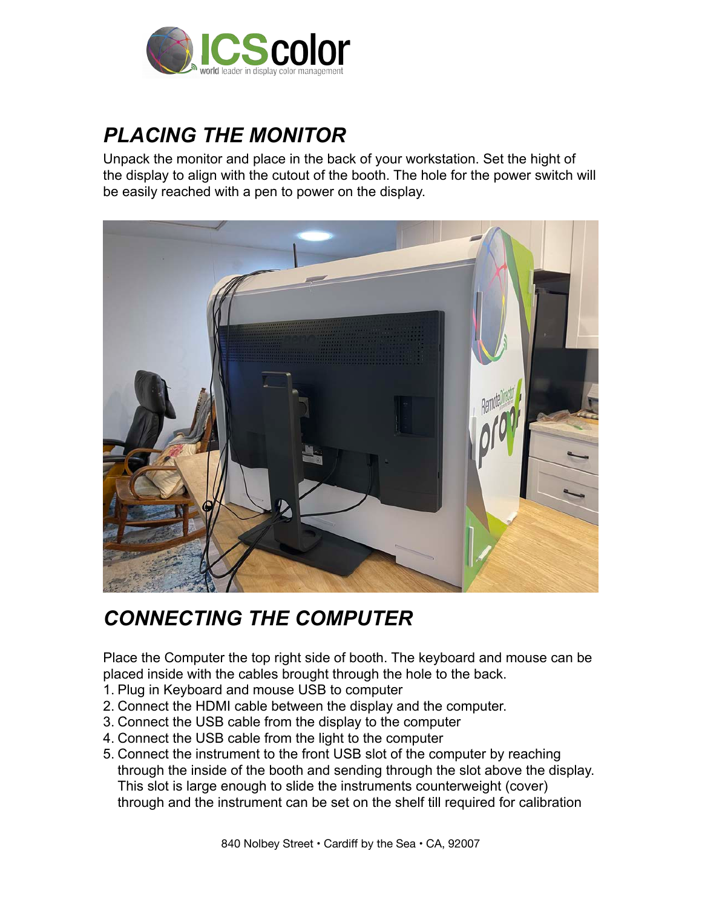## PLACING THE MONITOR

Unpack the monitor and place in the back of your workstation. Set the hight of the display to align with the cutout of the booth. The hole for the power switch will be easily reached with a pen to power on the display.

## CONNECTING THE COMPUTER

Place the Computer the top right side of booth. The keyboard and mouse can be placed inside with the cables brought through the hole to the back.

1. Plug in Keyboard and mouse USB to computer
2. Connect the HDMI cable between the display and the computer.
3. Connect the USB cable from the display to the computer
4. Connect the USB cable from the light to the computer
5. Connect the instrument to the front USB slot of the computer by reaching through the inside of the booth and sending through the slot above the display. This slot is large enough to slide the instruments counterweight (cover) through and the instrument can be set on the shelf till required for calibration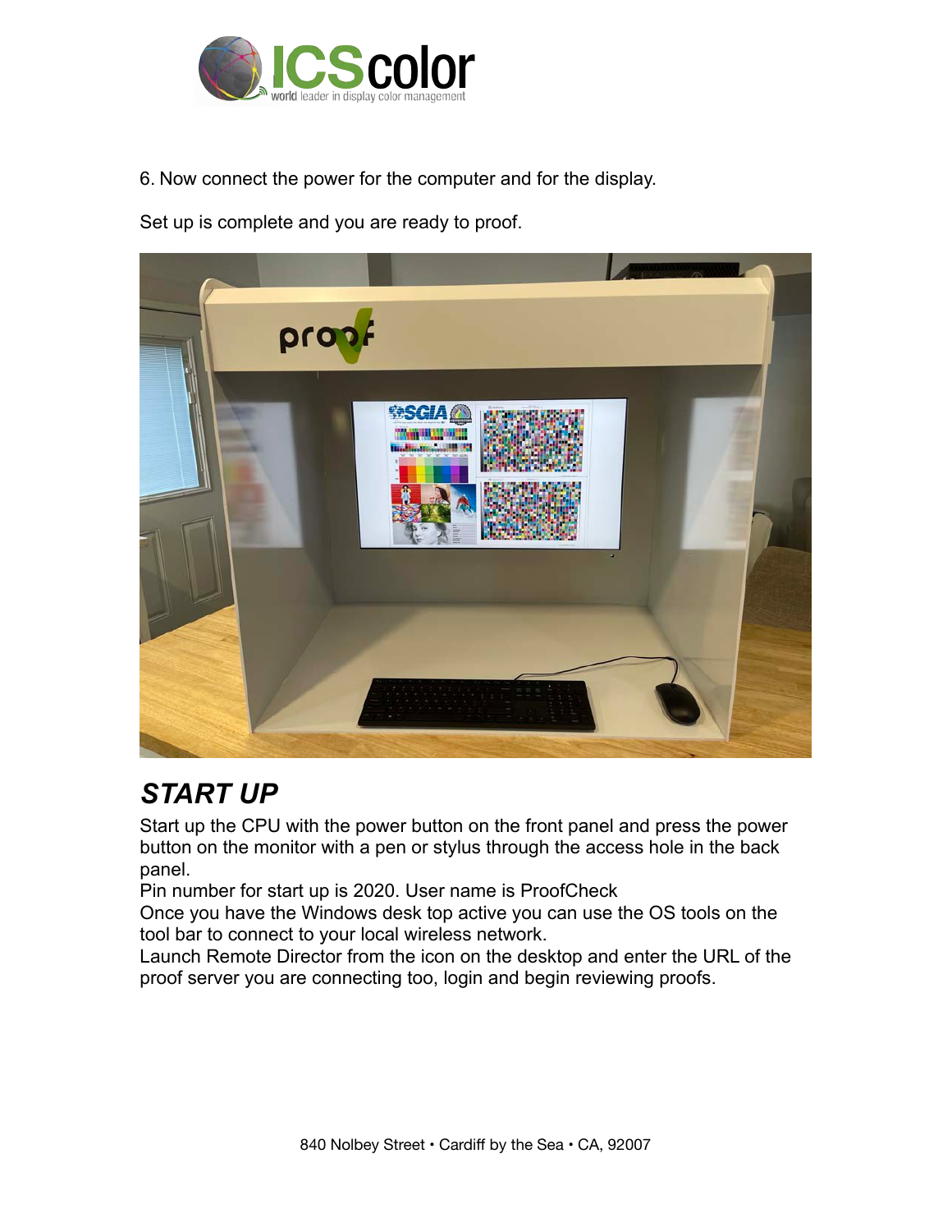6. Now connect the power for the computer and for the display.

Set up is complete and you are ready to proof.

## *START UP*

Start up the CPU with the power button on the front panel and press the power button on the monitor with a pen or stylus through the access hole in the back panel.

Pin number for start up is 2020. User name is ProofCheck

Once you have the Windows desk top active you can use the OS tools on the tool bar to connect to your local wireless network.

Launch Remote Director from the icon on the desktop and enter the URL of the proof server you are connecting too, login and begin reviewing proofs.